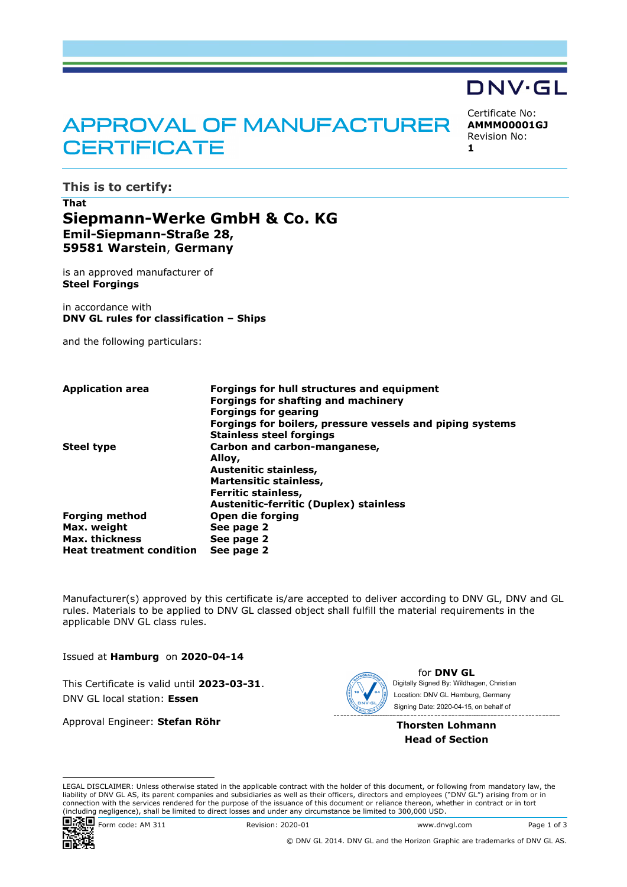DNV·GL

# APPROVAL OF MANUFACTURER CERTIFICATE

Certificate No:
**AMMM00001GJ**
Revision No:
**1**

## This is to certify:

**That**

## Siepmann-Werke GmbH & Co. KG

**Emil-Siepmann-Straße 28,**
**59581 Warstein, Germany**

is an approved manufacturer of
**Steel Forgings**

in accordance with
**DNV GL rules for classification – Ships**

and the following particulars:

| | |
|---|---|
| **Application area** | **Forgings for hull structures and equipment**<br>**Forgings for shafting and machinery**<br>**Forgings for gearing**<br>**Forgings for boilers, pressure vessels and piping systems**<br>**Stainless steel forgings** |
| **Steel type** | **Carbon and carbon-manganese,**<br>**Alloy,**<br>**Austenitic stainless,**<br>**Martensitic stainless,**<br>**Ferritic stainless,**<br>**Austenitic-ferritic (Duplex) stainless** |
| **Forging method** | **Open die forging** |
| **Max. weight** | **See page 2** |
| **Max. thickness** | **See page 2** |
| **Heat treatment condition** | **See page 2** |

Manufacturer(s) approved by this certificate is/are accepted to deliver according to DNV GL, DNV and GL rules. Materials to be applied to DNV GL classed object shall fulfill the material requirements in the applicable DNV GL class rules.

Issued at **Hamburg** on **2020-04-14**

This Certificate is valid until **2023-03-31**.
DNV GL local station: **Essen**

Approval Engineer: **Stefan Röhr**

for **DNV GL**
Digitally Signed By: Wildhagen, Christian
Location: DNV GL Hamburg, Germany
Signing Date: 2020-04-15, on behalf of

**Thorsten Lohmann**
**Head of Section**

LEGAL DISCLAIMER: Unless otherwise stated in the applicable contract with the holder of this document, or following from mandatory law, the liability of DNV GL AS, its parent companies and subsidiaries as well as their officers, directors and employees ("DNV GL") arising from or in connection with the services rendered for the purpose of the issuance of this document or reliance thereon, whether in contract or in tort (including negligence), shall be limited to direct losses and under any circumstance be limited to 300,000 USD.

Form code: AM 311 Revision: 2020-01 www.dnvgl.com

© DNV GL 2014. DNV GL and the Horizon Graphic are trademarks of DNV GL AS.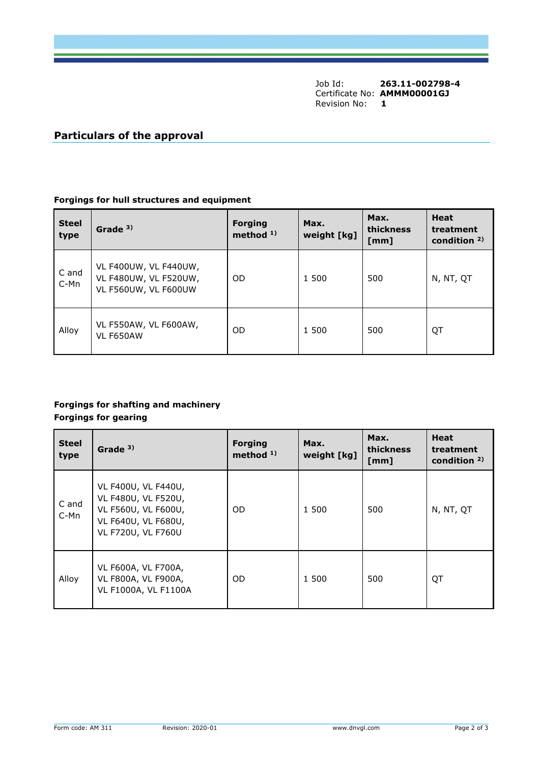Job Id: **263.11-002798-4**
Certificate No: **AMMM00001GJ**
Revision No: **1**

## Particulars of the approval

### Forgings for hull structures and equipment

| Steel type | Grade [3)] | Forging method [1)] | Max. weight [kg] | Max. thickness [mm] | Heat treatment condition [2)] |
|---|---|---|---|---|---|
| C and C-Mn | VL F400UW, VL F440UW, VL F480UW, VL F520UW, VL F560UW, VL F600UW | OD | 1 500 | 500 | N, NT, QT |
| Alloy | VL F550AW, VL F600AW, VL F650AW | OD | 1 500 | 500 | QT |

### Forgings for shafting and machinery
### Forgings for gearing

| Steel type | Grade [3)] | Forging method [1)] | Max. weight [kg] | Max. thickness [mm] | Heat treatment condition [2)] |
|---|---|---|---|---|---|
| C and C-Mn | VL F400U, VL F440U, VL F480U, VL F520U, VL F560U, VL F600U, VL F640U, VL F680U, VL F720U, VL F760U | OD | 1 500 | 500 | N, NT, QT |
| Alloy | VL F600A, VL F700A, VL F800A, VL F900A, VL F1000A, VL F1100A | OD | 1 500 | 500 | QT |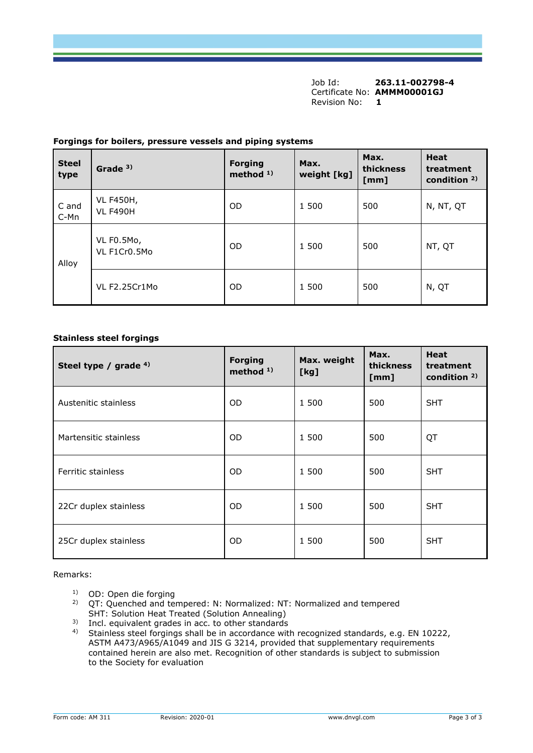Job Id: **263.11-002798-4**
Certificate No: **AMMM00001GJ**
Revision No: **1**

**Forgings for boilers, pressure vessels and piping systems**

| Steel type | Grade [3] | Forging method [1] | Max. weight [kg] | Max. thickness [mm] | Heat treatment condition [2] |
|---|---|---|---|---|---|
| C and C-Mn | VL F450H, VL F490H | OD | 1 500 | 500 | N, NT, QT |
| Alloy | VL F0.5Mo, VL F1Cr0.5Mo | OD | 1 500 | 500 | NT, QT |
| | VL F2.25Cr1Mo | OD | 1 500 | 500 | N, QT |

**Stainless steel forgings**

| Steel type / grade [4] | Forging method [1] | Max. weight [kg] | Max. thickness [mm] | Heat treatment condition [2] |
|---|---|---|---|---|
| Austenitic stainless | OD | 1 500 | 500 | SHT |
| Martensitic stainless | OD | 1 500 | 500 | QT |
| Ferritic stainless | OD | 1 500 | 500 | SHT |
| 22Cr duplex stainless | OD | 1 500 | 500 | SHT |
| 25Cr duplex stainless | OD | 1 500 | 500 | SHT |

Remarks:

1) OD: Open die forging
2) QT: Quenched and tempered: N: Normalized: NT: Normalized and tempered
   SHT: Solution Heat Treated (Solution Annealing)
3) Incl. equivalent grades in acc. to other standards
4) Stainless steel forgings shall be in accordance with recognized standards, e.g. EN 10222, ASTM A473/A965/A1049 and JIS G 3214, provided that supplementary requirements contained herein are also met. Recognition of other standards is subject to submission to the Society for evaluation